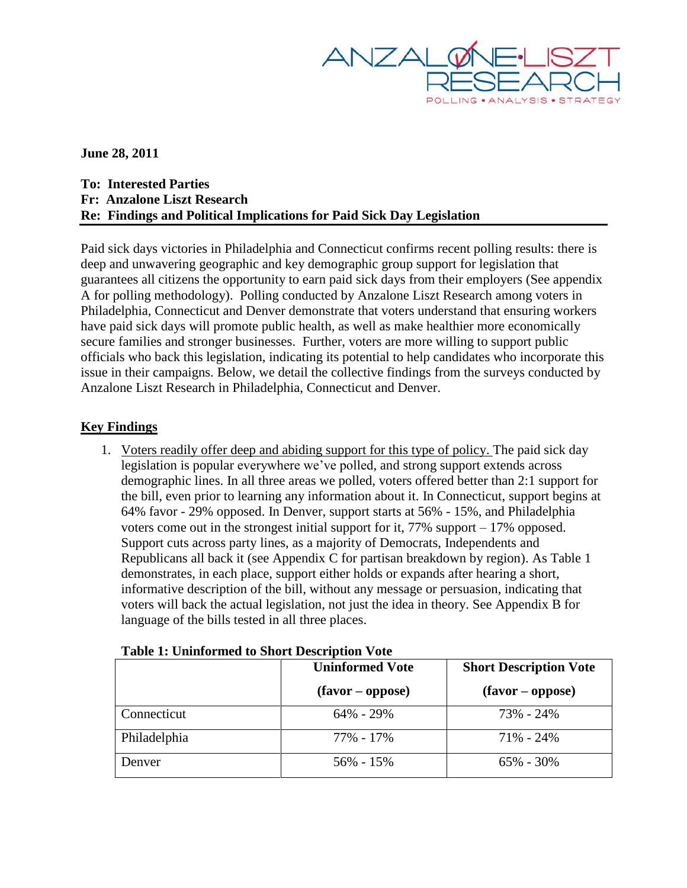**June 28, 2011**

**To: Interested Parties**
**Fr: Anzalone Liszt Research**
**Re: Findings and Political Implications for Paid Sick Day Legislation**

Paid sick days victories in Philadelphia and Connecticut confirms recent polling results: there is deep and unwavering geographic and key demographic group support for legislation that guarantees all citizens the opportunity to earn paid sick days from their employers (See appendix A for polling methodology). Polling conducted by Anzalone Liszt Research among voters in Philadelphia, Connecticut and Denver demonstrate that voters understand that ensuring workers have paid sick days will promote public health, as well as make healthier more economically secure families and stronger businesses. Further, voters are more willing to support public officials who back this legislation, indicating its potential to help candidates who incorporate this issue in their campaigns. Below, we detail the collective findings from the surveys conducted by Anzalone Liszt Research in Philadelphia, Connecticut and Denver.

## Key Findings

1. Voters readily offer deep and abiding support for this type of policy. The paid sick day legislation is popular everywhere we've polled, and strong support extends across demographic lines. In all three areas we polled, voters offered better than 2:1 support for the bill, even prior to learning any information about it. In Connecticut, support begins at 64% favor - 29% opposed. In Denver, support starts at 56% - 15%, and Philadelphia voters come out in the strongest initial support for it, 77% support – 17% opposed. Support cuts across party lines, as a majority of Democrats, Independents and Republicans all back it (see Appendix C for partisan breakdown by region). As Table 1 demonstrates, in each place, support either holds or expands after hearing a short, informative description of the bill, without any message or persuasion, indicating that voters will back the actual legislation, not just the idea in theory. See Appendix B for language of the bills tested in all three places.

**Table 1: Uninformed to Short Description Vote**

| | Uninformed Vote (favor – oppose) | Short Description Vote (favor – oppose) |
|---|---|---|
| Connecticut | 64% - 29% | 73% - 24% |
| Philadelphia | 77% - 17% | 71% - 24% |
| Denver | 56% - 15% | 65% - 30% |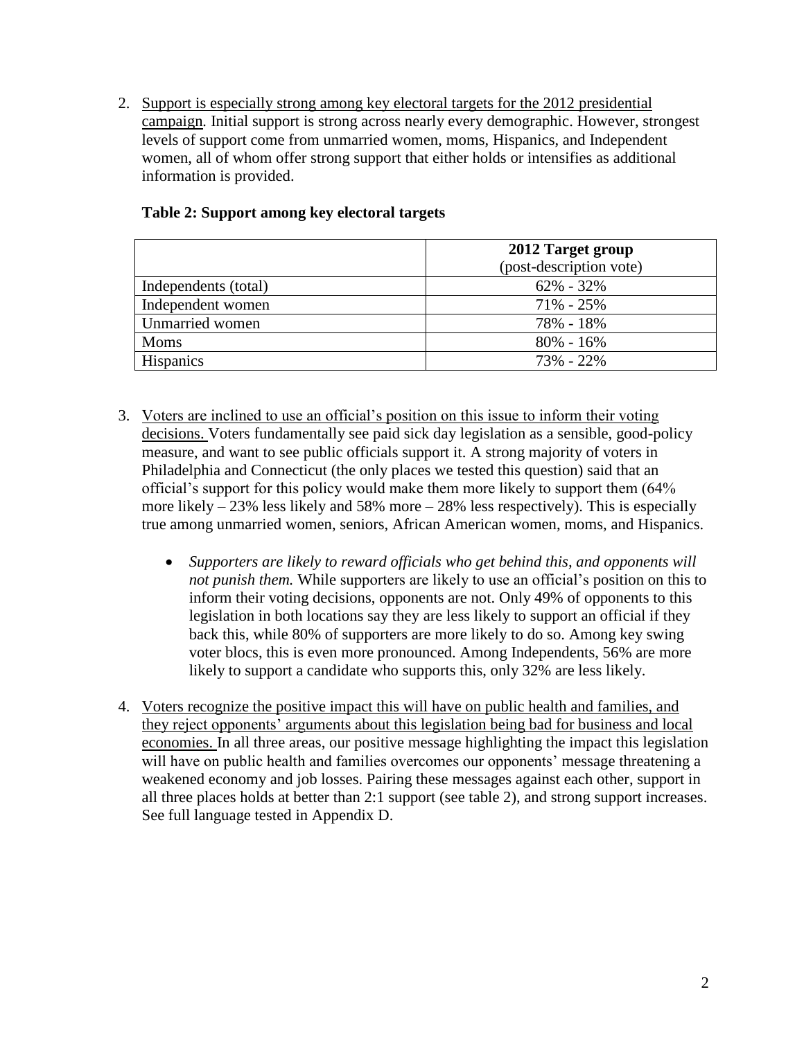2. <u>Support is especially strong among key electoral targets for the 2012 presidential campaign.</u> Initial support is strong across nearly every demographic. However, strongest levels of support come from unmarried women, moms, Hispanics, and Independent women, all of whom offer strong support that either holds or intensifies as additional information is provided.

**Table 2: Support among key electoral targets**

| | **2012 Target group** (post-description vote) |
|---|---|
| Independents (total) | 62% - 32% |
| Independent women | 71% - 25% |
| Unmarried women | 78% - 18% |
| Moms | 80% - 16% |
| Hispanics | 73% - 22% |

3. <u>Voters are inclined to use an official's position on this issue to inform their voting decisions.</u> Voters fundamentally see paid sick day legislation as a sensible, good-policy measure, and want to see public officials support it. A strong majority of voters in Philadelphia and Connecticut (the only places we tested this question) said that an official's support for this policy would make them more likely to support them (64% more likely – 23% less likely and 58% more – 28% less respectively). This is especially true among unmarried women, seniors, African American women, moms, and Hispanics.

   - *Supporters are likely to reward officials who get behind this, and opponents will not punish them.* While supporters are likely to use an official's position on this to inform their voting decisions, opponents are not. Only 49% of opponents to this legislation in both locations say they are less likely to support an official if they back this, while 80% of supporters are more likely to do so. Among key swing voter blocs, this is even more pronounced. Among Independents, 56% are more likely to support a candidate who supports this, only 32% are less likely.

4. <u>Voters recognize the positive impact this will have on public health and families, and they reject opponents' arguments about this legislation being bad for business and local economies.</u> In all three areas, our positive message highlighting the impact this legislation will have on public health and families overcomes our opponents' message threatening a weakened economy and job losses. Pairing these messages against each other, support in all three places holds at better than 2:1 support (see table 2), and strong support increases. See full language tested in Appendix D.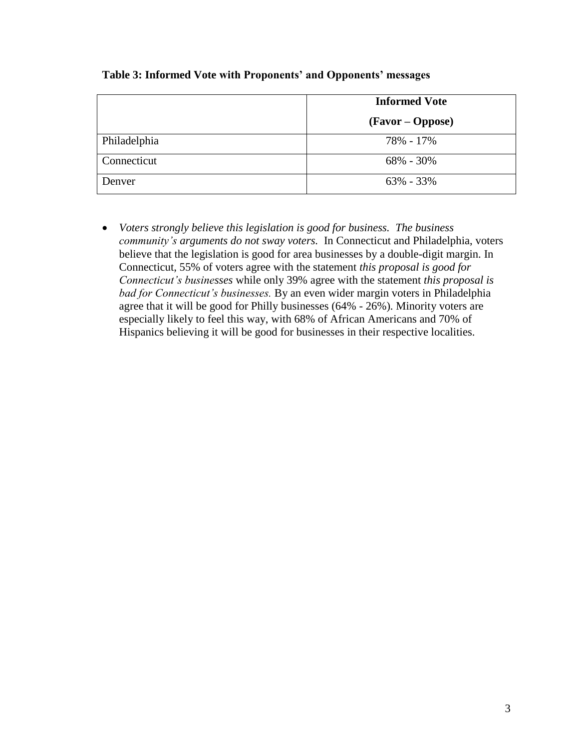**Table 3: Informed Vote with Proponents' and Opponents' messages**

| | Informed Vote (Favor – Oppose) |
|---|---|
| Philadelphia | 78% - 17% |
| Connecticut | 68% - 30% |
| Denver | 63% - 33% |

- *Voters strongly believe this legislation is good for business. The business community's arguments do not sway voters.* In Connecticut and Philadelphia, voters believe that the legislation is good for area businesses by a double-digit margin. In Connecticut, 55% of voters agree with the statement *this proposal is good for Connecticut's businesses* while only 39% agree with the statement *this proposal is bad for Connecticut's businesses.* By an even wider margin voters in Philadelphia agree that it will be good for Philly businesses (64% - 26%). Minority voters are especially likely to feel this way, with 68% of African Americans and 70% of Hispanics believing it will be good for businesses in their respective localities.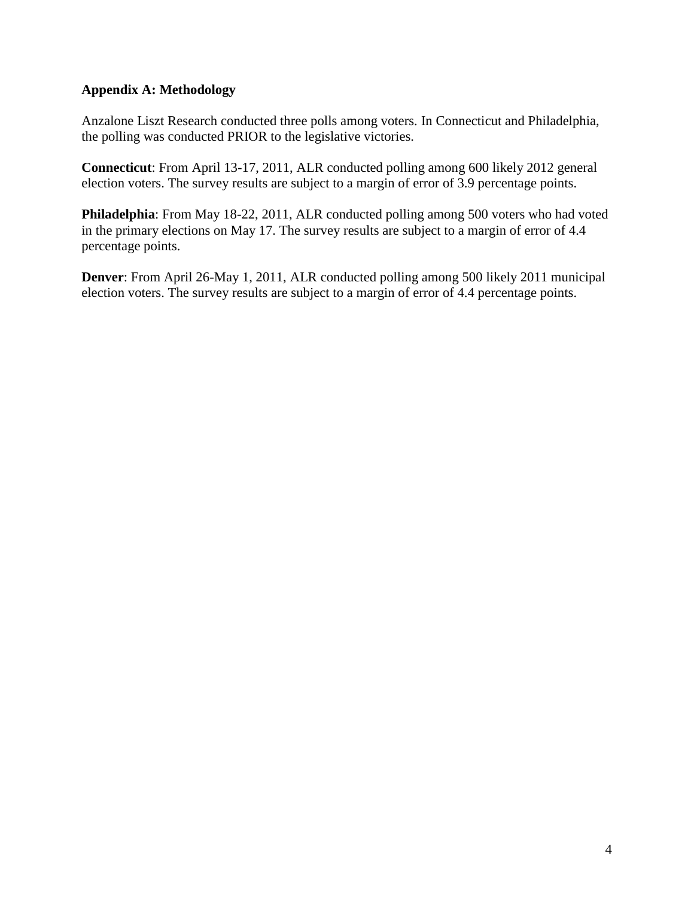**Appendix A: Methodology**

Anzalone Liszt Research conducted three polls among voters. In Connecticut and Philadelphia, the polling was conducted PRIOR to the legislative victories.

**Connecticut**: From April 13-17, 2011, ALR conducted polling among 600 likely 2012 general election voters. The survey results are subject to a margin of error of 3.9 percentage points.

**Philadelphia**: From May 18-22, 2011, ALR conducted polling among 500 voters who had voted in the primary elections on May 17. The survey results are subject to a margin of error of 4.4 percentage points.

**Denver**: From April 26-May 1, 2011, ALR conducted polling among 500 likely 2011 municipal election voters. The survey results are subject to a margin of error of 4.4 percentage points.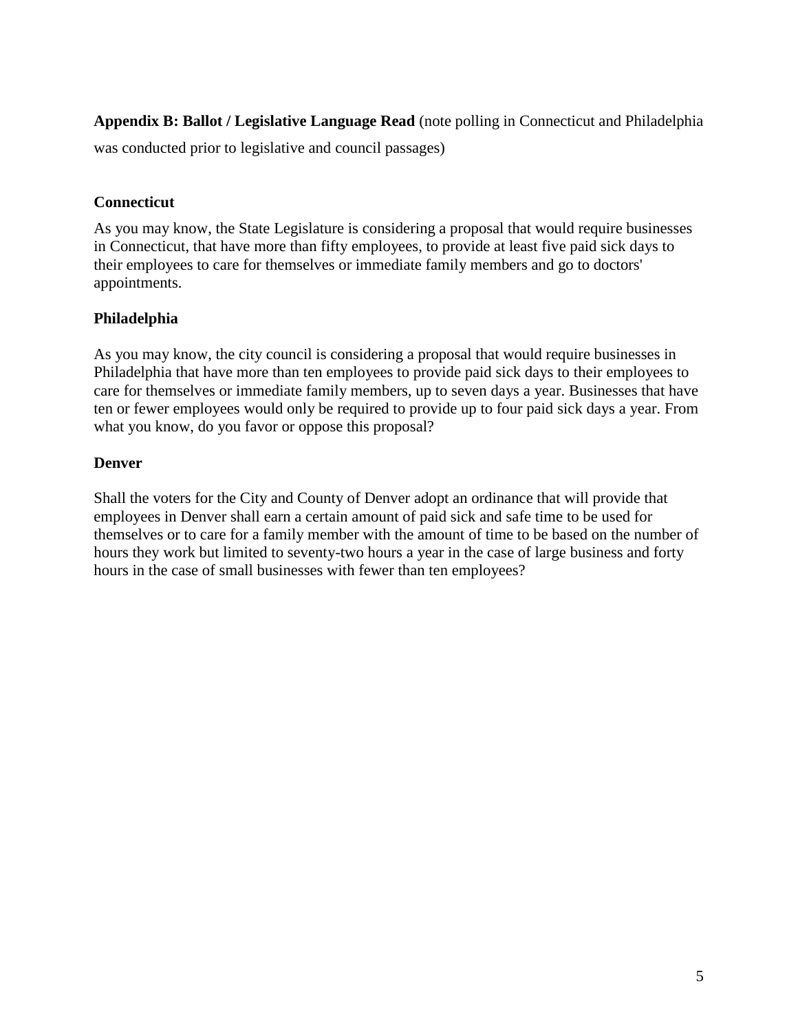**Appendix B: Ballot / Legislative Language Read** (note polling in Connecticut and Philadelphia was conducted prior to legislative and council passages)

**Connecticut**

As you may know, the State Legislature is considering a proposal that would require businesses in Connecticut, that have more than fifty employees, to provide at least five paid sick days to their employees to care for themselves or immediate family members and go to doctors' appointments.

**Philadelphia**

As you may know, the city council is considering a proposal that would require businesses in Philadelphia that have more than ten employees to provide paid sick days to their employees to care for themselves or immediate family members, up to seven days a year. Businesses that have ten or fewer employees would only be required to provide up to four paid sick days a year. From what you know, do you favor or oppose this proposal?

**Denver**

Shall the voters for the City and County of Denver adopt an ordinance that will provide that employees in Denver shall earn a certain amount of paid sick and safe time to be used for themselves or to care for a family member with the amount of time to be based on the number of hours they work but limited to seventy-two hours a year in the case of large business and forty hours in the case of small businesses with fewer than ten employees?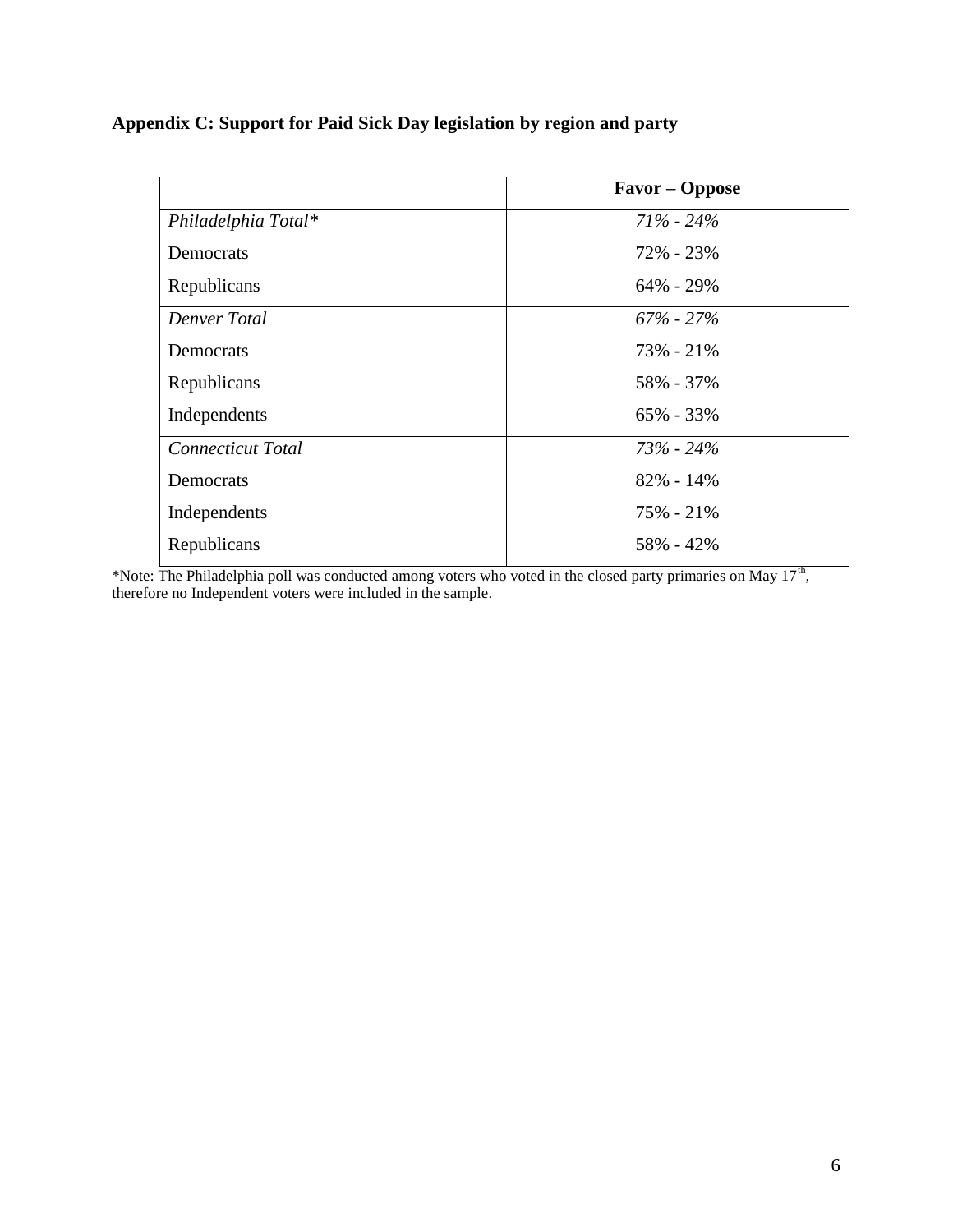## Appendix C: Support for Paid Sick Day legislation by region and party

| | Favor – Oppose |
|---|---|
| *Philadelphia Total** | *71% - 24%* |
| Democrats | 72% - 23% |
| Republicans | 64% - 29% |
| *Denver Total* | *67% - 27%* |
| Democrats | 73% - 21% |
| Republicans | 58% - 37% |
| Independents | 65% - 33% |
| *Connecticut Total* | *73% - 24%* |
| Democrats | 82% - 14% |
| Independents | 75% - 21% |
| Republicans | 58% - 42% |

*Note: The Philadelphia poll was conducted among voters who voted in the closed party primaries on May 17th, therefore no Independent voters were included in the sample.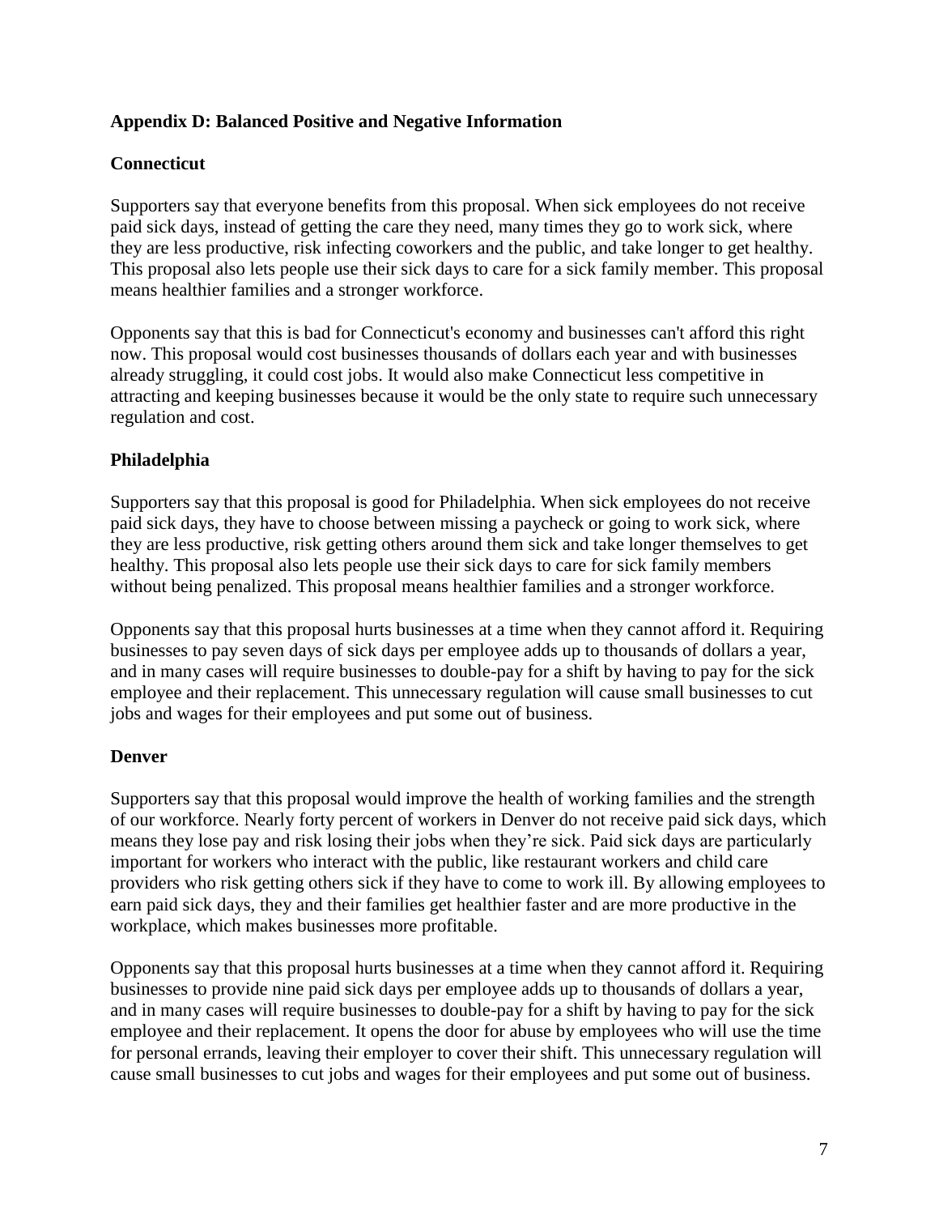## Appendix D: Balanced Positive and Negative Information

### Connecticut

Supporters say that everyone benefits from this proposal. When sick employees do not receive paid sick days, instead of getting the care they need, many times they go to work sick, where they are less productive, risk infecting coworkers and the public, and take longer to get healthy. This proposal also lets people use their sick days to care for a sick family member. This proposal means healthier families and a stronger workforce.

Opponents say that this is bad for Connecticut's economy and businesses can't afford this right now. This proposal would cost businesses thousands of dollars each year and with businesses already struggling, it could cost jobs. It would also make Connecticut less competitive in attracting and keeping businesses because it would be the only state to require such unnecessary regulation and cost.

### Philadelphia

Supporters say that this proposal is good for Philadelphia. When sick employees do not receive paid sick days, they have to choose between missing a paycheck or going to work sick, where they are less productive, risk getting others around them sick and take longer themselves to get healthy. This proposal also lets people use their sick days to care for sick family members without being penalized. This proposal means healthier families and a stronger workforce.

Opponents say that this proposal hurts businesses at a time when they cannot afford it. Requiring businesses to pay seven days of sick days per employee adds up to thousands of dollars a year, and in many cases will require businesses to double-pay for a shift by having to pay for the sick employee and their replacement. This unnecessary regulation will cause small businesses to cut jobs and wages for their employees and put some out of business.

### Denver

Supporters say that this proposal would improve the health of working families and the strength of our workforce. Nearly forty percent of workers in Denver do not receive paid sick days, which means they lose pay and risk losing their jobs when they're sick. Paid sick days are particularly important for workers who interact with the public, like restaurant workers and child care providers who risk getting others sick if they have to come to work ill. By allowing employees to earn paid sick days, they and their families get healthier faster and are more productive in the workplace, which makes businesses more profitable.

Opponents say that this proposal hurts businesses at a time when they cannot afford it. Requiring businesses to provide nine paid sick days per employee adds up to thousands of dollars a year, and in many cases will require businesses to double-pay for a shift by having to pay for the sick employee and their replacement. It opens the door for abuse by employees who will use the time for personal errands, leaving their employer to cover their shift. This unnecessary regulation will cause small businesses to cut jobs and wages for their employees and put some out of business.